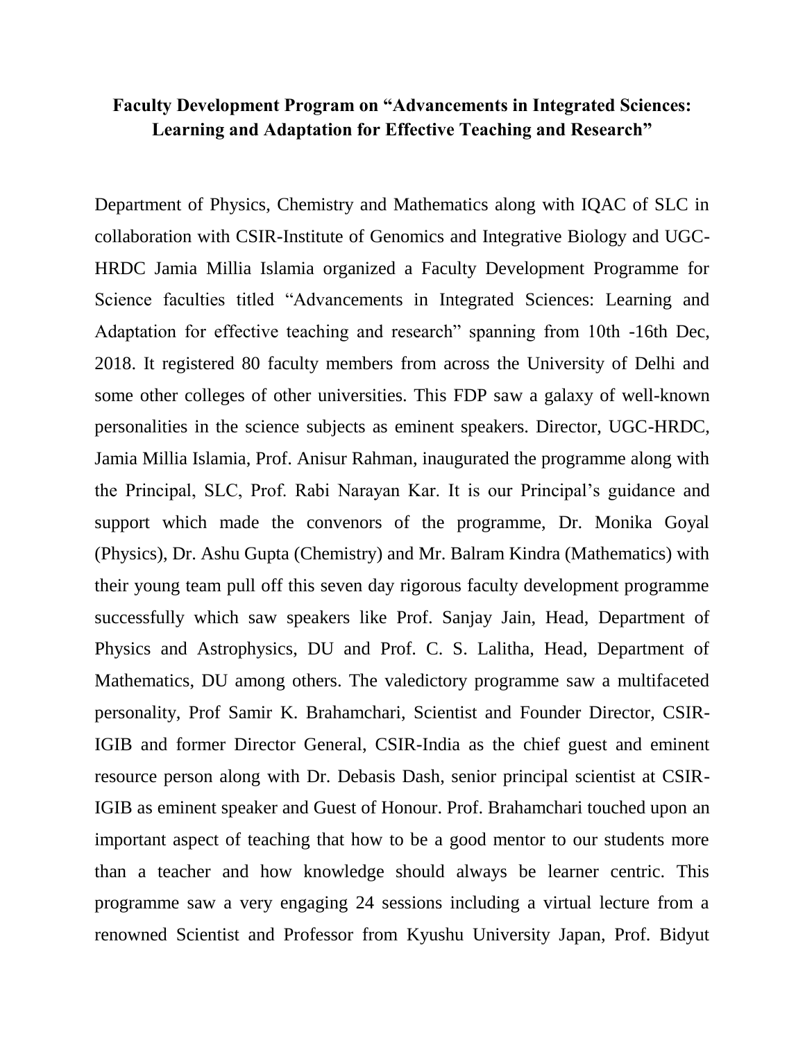**Faculty Development Program on "Advancements in Integrated Sciences: Learning and Adaptation for Effective Teaching and Research"**

Department of Physics, Chemistry and Mathematics along with IQAC of SLC in collaboration with CSIR-Institute of Genomics and Integrative Biology and UGC-HRDC Jamia Millia Islamia organized a Faculty Development Programme for Science faculties titled "Advancements in Integrated Sciences: Learning and Adaptation for effective teaching and research" spanning from 10th -16th Dec, 2018. It registered 80 faculty members from across the University of Delhi and some other colleges of other universities. This FDP saw a galaxy of well-known personalities in the science subjects as eminent speakers. Director, UGC-HRDC, Jamia Millia Islamia, Prof. Anisur Rahman, inaugurated the programme along with the Principal, SLC, Prof. Rabi Narayan Kar. It is our Principal's guidance and support which made the convenors of the programme, Dr. Monika Goyal (Physics), Dr. Ashu Gupta (Chemistry) and Mr. Balram Kindra (Mathematics) with their young team pull off this seven day rigorous faculty development programme successfully which saw speakers like Prof. Sanjay Jain, Head, Department of Physics and Astrophysics, DU and Prof. C. S. Lalitha, Head, Department of Mathematics, DU among others. The valedictory programme saw a multifaceted personality, Prof Samir K. Brahamchari, Scientist and Founder Director, CSIR-IGIB and former Director General, CSIR-India as the chief guest and eminent resource person along with Dr. Debasis Dash, senior principal scientist at CSIR-IGIB as eminent speaker and Guest of Honour. Prof. Brahamchari touched upon an important aspect of teaching that how to be a good mentor to our students more than a teacher and how knowledge should always be learner centric. This programme saw a very engaging 24 sessions including a virtual lecture from a renowned Scientist and Professor from Kyushu University Japan, Prof. Bidyut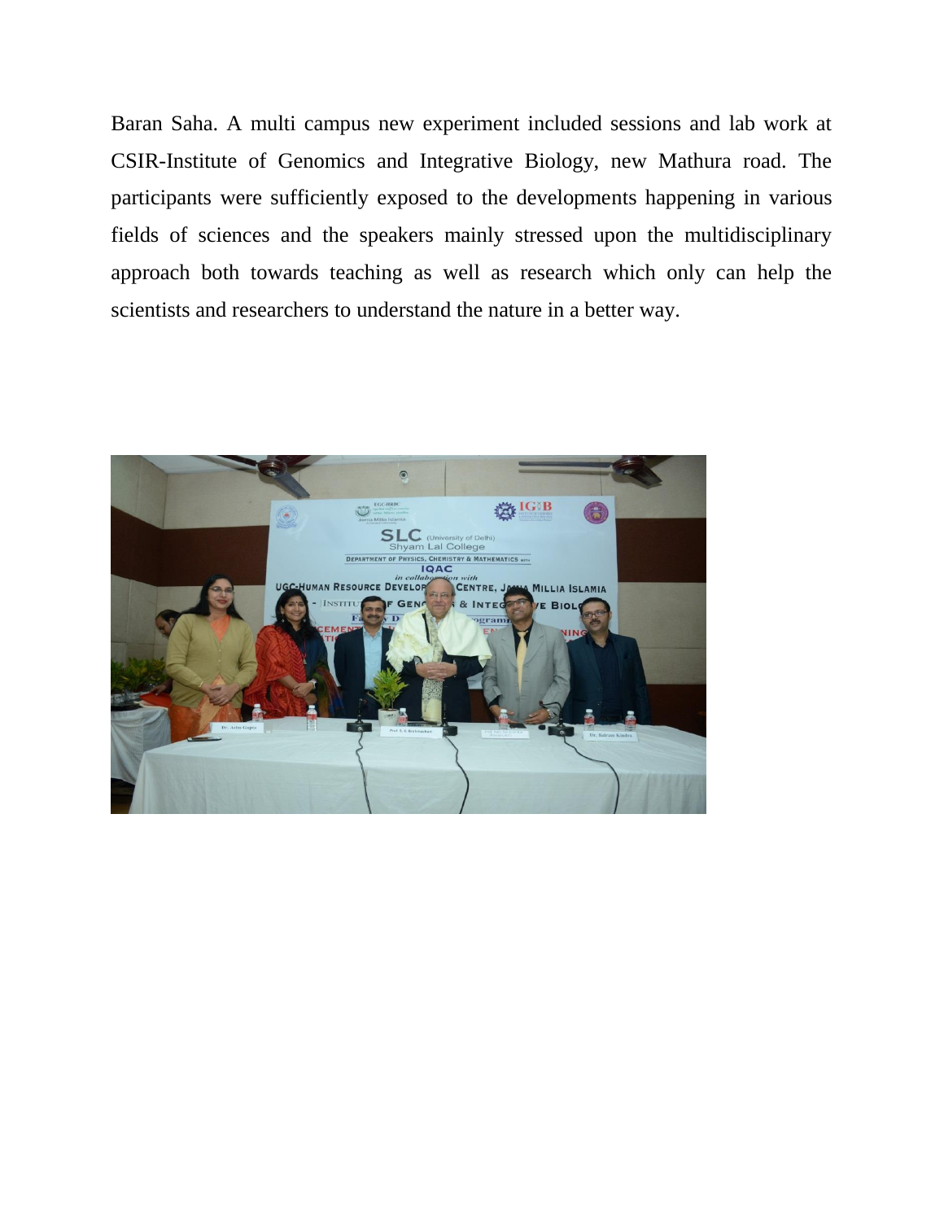Baran Saha. A multi campus new experiment included sessions and lab work at CSIR-Institute of Genomics and Integrative Biology, new Mathura road. The participants were sufficiently exposed to the developments happening in various fields of sciences and the speakers mainly stressed upon the multidisciplinary approach both towards teaching as well as research which only can help the scientists and researchers to understand the nature in a better way.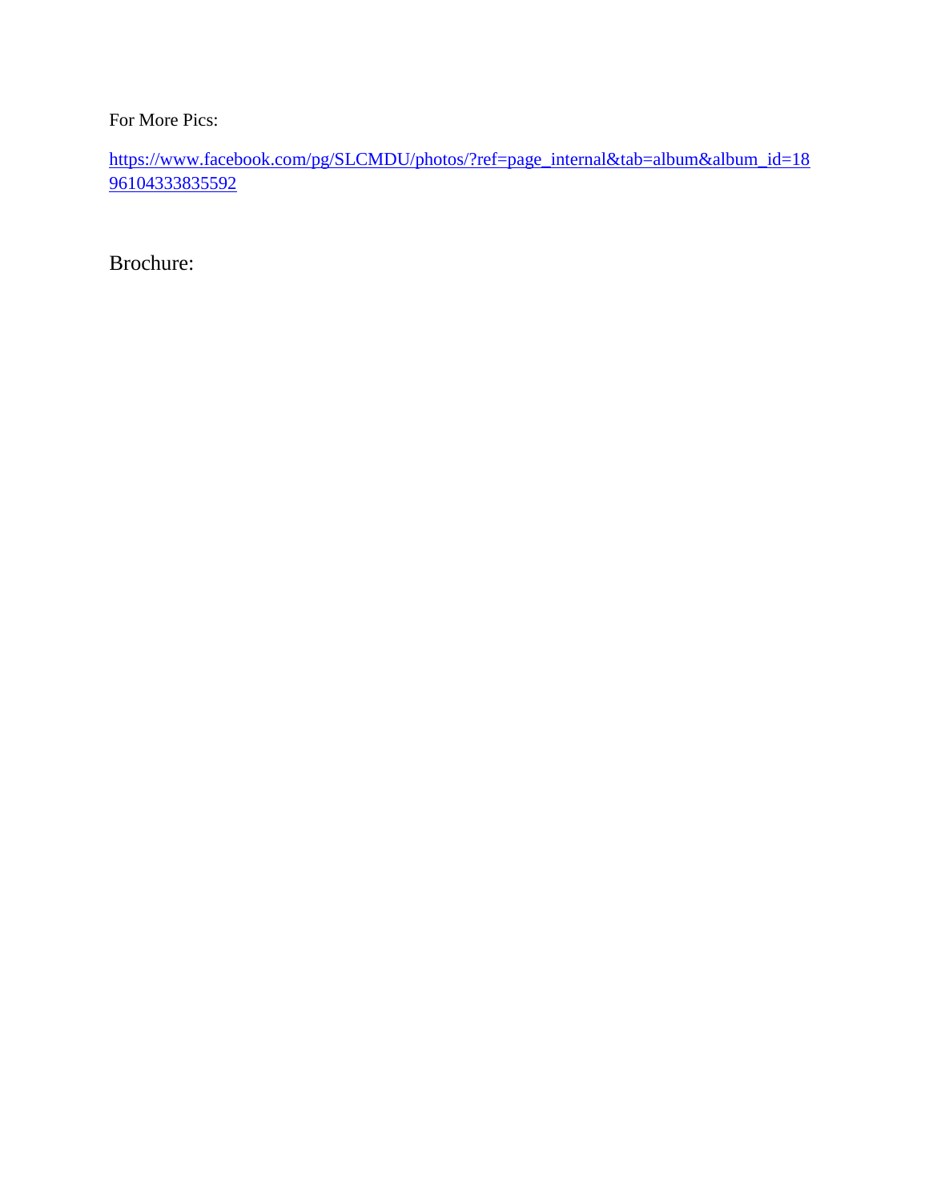For More Pics:

https://www.facebook.com/pg/SLCMDU/photos/?ref=page_internal&tab=album&album_id=1896104333835592

Brochure: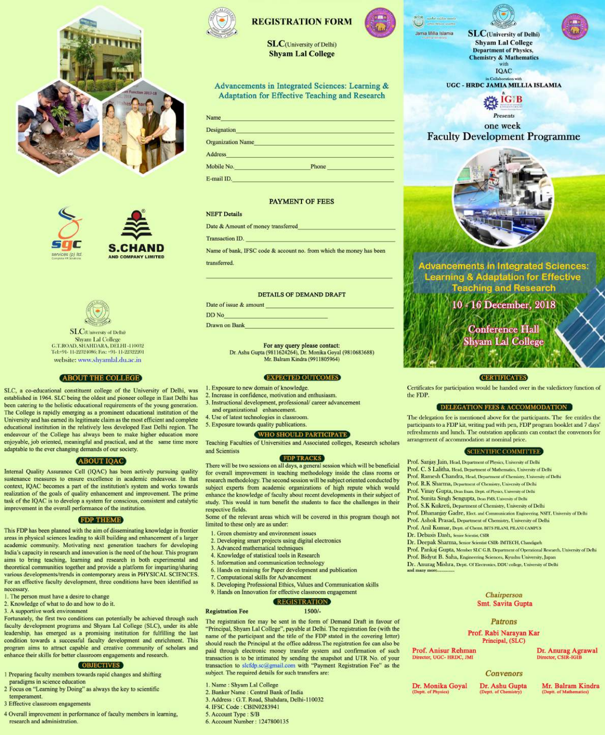SLC(University of Delhi)
Shyam Lal College
G.T.ROAD, SHAHDARA, DELHI-110032
Tel:+91- 11-22324086; Fax: +91- 11-22322201
website: www.shyamlal.du.ac.in

## ABOUT THE COLLEGE

SLC, a co-educational constituent college of the University of Delhi, was established in 1964. SLC being the oldest and pioneer college in East Delhi has been catering to the holistic educational requirements of the young generation. The College is rapidly emerging as a prominent educational institution of the University and has earned its legitimate claim as the most efficient and complete educational institution in the relatively less developed East Delhi region. The endeavour of the College has always been to make higher education more enjoyable, job oriented, meaningful and practical, and at the same time more adaptable to the ever changing demands of our society.

## ABOUT IQAC

Internal Quality Assurance Cell (IQAC) has been actively pursuing quality sustenance measures to ensure excellence in academic endeavour. In that context, IQAC becomes a part of the institution's system and works towards realization of the goals of quality enhancement and improvement. The prime task of the IQAC is to develop a system for conscious, consistent and catalytic improvement in the overall performance of the institution.

## FDP THEME

This FDP has been planned with the aim of disseminating knowledge in frontier areas in physical sciences leading to skill building and enhancement of a larger academic community. Motivating next generation teachers for developing India's capacity in research and innovation is the need of the hour. This program aims to bring teaching, learning and research in both experimental and theoretical communities together and provide a platform for imparting/sharing various developments/trends in contemporary areas in PHYSICAL SCIENCES. For an effective faculty development, three conditions have been identified as necessary.

1. The person must have a desire to change
2. Knowledge of what to do and how to do it.
3. A supportive work environment

Fortunately, the first two conditions can potentially be achieved through such faculty development programs and Shyam Lal College (SLC), under its able leadership, has emerged as a promising institution for fulfilling the last condition towards a successful faculty development and enrichment. This program aims to attract capable and creative community of scholars and enhance their skills for better classroom engagements and research.

## OBJECTIVES

1. Preparing faculty members towards rapid changes and shifting paradigms in science education
2. Focus on "Learning by Doing" as always the key to scientific temperament.
3. Effective classroom engagements
4. Overall improvement in performance of faculty members in learning, research and administration.

# REGISTRATION FORM

SLC(University of Delhi)
Shyam Lal College

### Advancements in Integrated Sciences: Learning & Adaptation for Effective Teaching and Research

Name_______________________________________________

Designation_________________________________________

Organization Name___________________________________

Address_____________________________________________

Mobile No.____________________ Phone _________________

E-mail ID.___________________________________________

### PAYMENT OF FEES

**NEFT Details**

Date & Amount of money transferred______________________

Transaction ID. _______________________________________

Name of bank, IFSC code & account no. from which the money has been transferred.

____________________________________________________

### DETAILS OF DEMAND DRAFT

Date of issue & amount _________________________________

DD No______________________________

Drawn on Bank________________________________________

**For any query please contact:**
Dr. Ashu Gupta (9811624264), Dr. Monika Goyal (9810683688)
Mr. Balram Kindra (9911805964)

## EXPECTED OUTCOMES

1. Exposure to new domain of knowledge.
2. Increase in confidence, motivation and enthusiasm.
3. Instructional development, professional/ career advancement and organizational enhancement.
4. Use of latest technologies in classroom.
5. Exposure towards quality publications.

## WHO SHOULD PARTICIPATE

Teaching Faculties of Universities and Associated colleges, Research scholars and Scientists

## FDP TRACKS

There will be two sessions on all days, a general session which will be beneficial for overall improvement in teaching methodology inside the class rooms or research methodology. The second session will be subject oriented conducted by subject experts from academic organizations of high repute which would enhance the knowledge of faculty about recent developments in their subject of study. This would in turn benefit the students to face the challenges in their respective fields.

Some of the relevant areas which will be covered in this program though not limited to these only are as under:

1. Green chemistry and environment issues
2. Developing smart projects using digital electronics
3. Advanced mathematical techniques
4. Knowledge of statistical tools in Research
5. Information and communication technology
6. Hands on training for Paper development and publication
7. Computational skills for Advancement
8. Developing Professional Ethics, Values and Communication skills
9. Hands on Innovation for effective classroom engagement

## REGISTRATION

**Registration Fee** 1500/-

The registration fee may be sent in the form of Demand Draft in favour of "Principal, Shyam Lal College", payable at Delhi. The registration fee (with the name of the participant and the title of the FDP stated in the covering letter) should reach the Principal at the office address.The registration fee can also be paid through electronic money transfer system and confirmation of such transaction is to be intimated by sending the snapshot and UTR No. of your transaction to slcfdp.sc@gmail.com with "Payment Registration Fee" as the subject. The required details for such transfers are:

1. Name : Shyam Lal College
2. Banker Name : Central Bank of India
3. Address : G.T. Road, Shahdara, Delhi-110032
4. IFSC Code : CBIN0283941
5. Account Type : S/B
6. Account Number : 1247800135

Jamia Millia Islamia

SLC(University of Delhi)
Shyam Lal College
Department of Physics, Chemistry & Mathematics
with
IQAC
in Collaboration with
UGC - HRDC JAMIA MILLIA ISLAMIA
&
IGIB

Presents
one week
# Faculty Development Programme

## Advancements in Integrated Sciences: Learning & Adaptation for Effective Teaching and Research

**10 - 16 December, 2018**

**Conference Hall**
**Shyam Lal College**

## CERTIFICATES

Certificates for participation would be handed over in the valedictory function of the FDP.

## DELEGATION FEES & ACCOMMODATION

The delegation fee is mentioned above for the participants. The fee entitles the participants to a FDP kit, writing pad with pen, FDP program booklet and 7 days' refreshments and lunch. The outstation applicants can contact the convenors for arrangement of accommodation at nominal price.

## SCIENTIFIC COMMITTEE

Prof. Sanjay Jain, Head, Department of Physics, University of Delhi
Prof. C. S Lalitha, Head, Department of Mathematics, University of Delhi
Prof. Ramesh Chandra, Head, Department of Chemistry, University of Delhi
Prof. R.K Sharma, Department of Chemistry, University of Delhi
Prof. Vinay Gupta, Dean Exam. Dept. of Physics, University of Delhi
Prof. Sunita Singh Sengupta, Dean FMS, University of Delhi
Prof. S.K Kukreti, Department of Chemistry, University of Delhi
Prof. Dhananjay Gadre, Elect. and Communication Engineering. NSIT, University of Delhi
Prof. Ashok Prasad, Department of Chemistry, University of Delhi
Prof. Anil Kumar, Dept. of Chemi. BITS PILANI, PILANI CAMPUS
Dr. Debasis Dash, Senior Scientist, CSIR
Dr. Deepak Sharma, Senior Scientist CSIR- IMTECH, Chandigarh
Prof. Pankaj Gupta, Member SLC G.B, Department of Operational Research, University of Delhi
Prof. Bidyut B. Saha, Engineering Sciences, Kyushu University, Japan
Dr. Anurag Mishra, Deptt. Of Electronics, DDU college, University of Delhi
and many more..............

### Chairperson

Smt. Savita Gupta

### Patrons

Prof. Rabi Narayan Kar
Principal, (SLC)

Prof. Anisur Rehman
Director, UGC- HRDC, JMI

Dr. Anurag Agrawal
Director, CSIR-IGIB

### Convenors

Dr. Monika Goyal (Deptt. of Physics)

Dr. Ashu Gupta (Deptt. of Chemistry)

Mr. Balram Kindra (Deptt. of Mathematics)